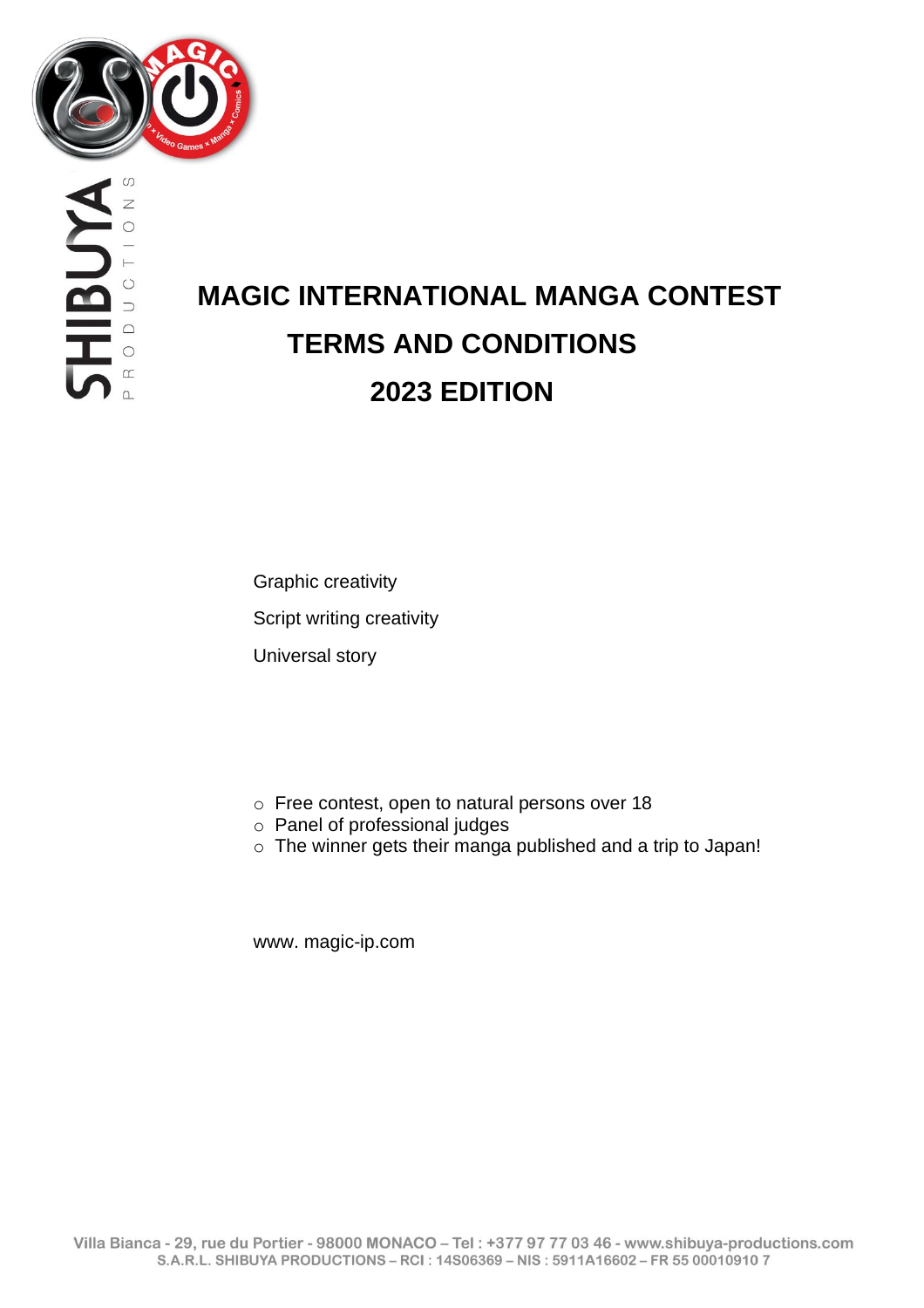# MAGIC INTERNATIONAL MANGA CONTEST

# TERMS AND CONDITIONS

# 2023 EDITION

Graphic creativity

Script writing creativity

Universal story

- Free contest, open to natural persons over 18
- Panel of professional judges
- The winner gets their manga published and a trip to Japan!

www. magic-ip.com

Villa Bianca - 29, rue du Portier - 98000 MONACO – Tel : +377 97 77 03 46 - www.shibuya-productions.com
S.A.R.L. SHIBUYA PRODUCTIONS – RCI : 14S06369 – NIS : 5911A16602 – FR 55 00010910 7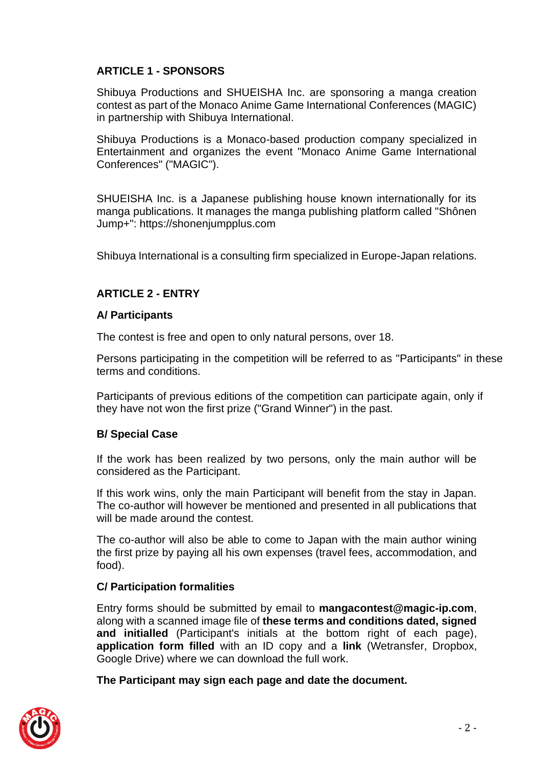## ARTICLE 1 - SPONSORS

Shibuya Productions and SHUEISHA Inc. are sponsoring a manga creation contest as part of the Monaco Anime Game International Conferences (MAGIC) in partnership with Shibuya International.

Shibuya Productions is a Monaco-based production company specialized in Entertainment and organizes the event "Monaco Anime Game International Conferences" ("MAGIC").

SHUEISHA Inc. is a Japanese publishing house known internationally for its manga publications. It manages the manga publishing platform called "Shônen Jump+": https://shonenjumpplus.com

Shibuya International is a consulting firm specialized in Europe-Japan relations.

## ARTICLE 2 - ENTRY

### A/ Participants

The contest is free and open to only natural persons, over 18.

Persons participating in the competition will be referred to as "Participants" in these terms and conditions.

Participants of previous editions of the competition can participate again, only if they have not won the first prize ("Grand Winner") in the past.

### B/ Special Case

If the work has been realized by two persons, only the main author will be considered as the Participant.

If this work wins, only the main Participant will benefit from the stay in Japan. The co-author will however be mentioned and presented in all publications that will be made around the contest.

The co-author will also be able to come to Japan with the main author wining the first prize by paying all his own expenses (travel fees, accommodation, and food).

### C/ Participation formalities

Entry forms should be submitted by email to **mangacontest@magic-ip.com**, along with a scanned image file of **these terms and conditions dated, signed and initialled** (Participant's initials at the bottom right of each page), **application form filled** with an ID copy and a **link** (Wetransfer, Dropbox, Google Drive) where we can download the full work.

**The Participant may sign each page and date the document.**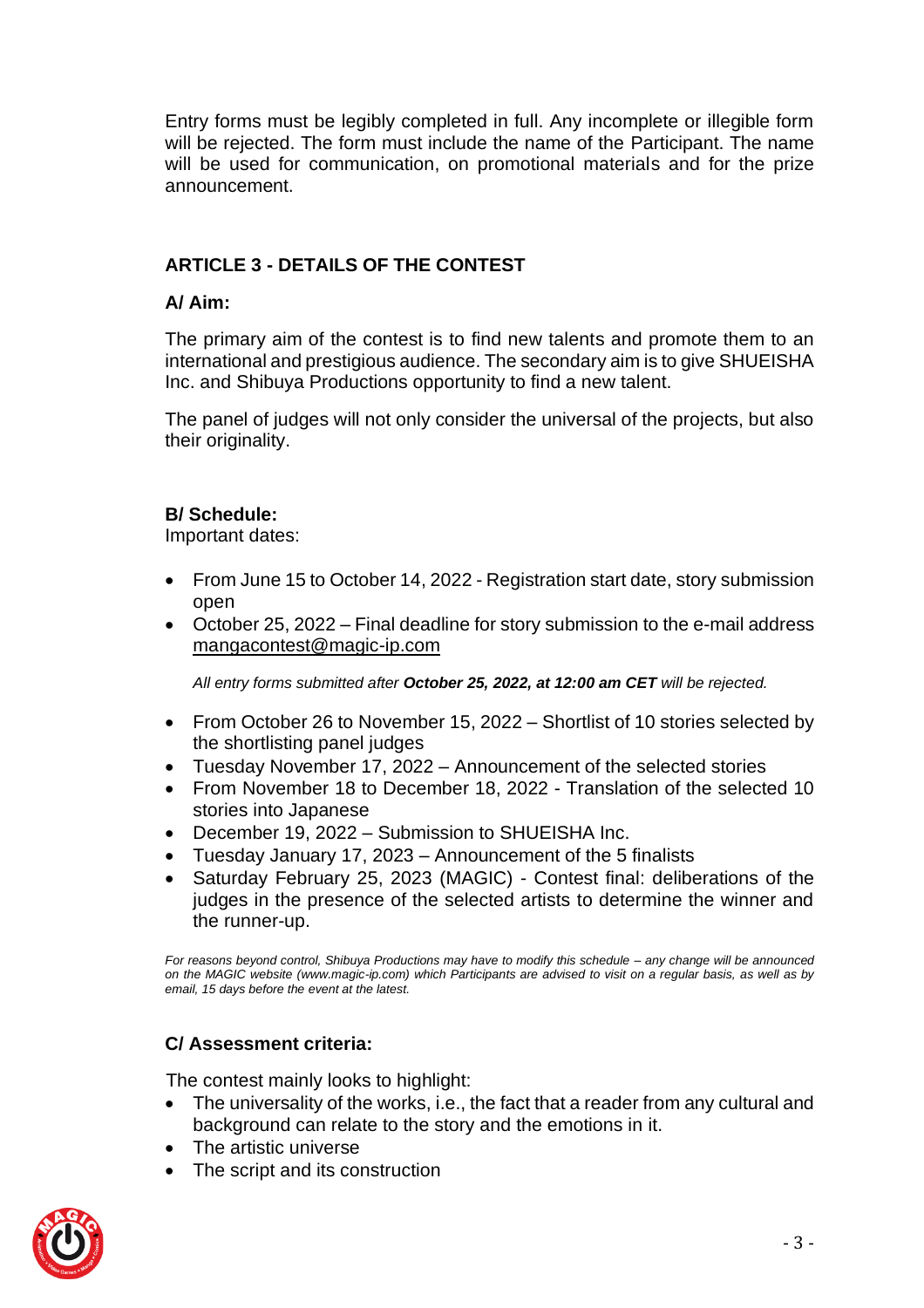Entry forms must be legibly completed in full. Any incomplete or illegible form will be rejected. The form must include the name of the Participant. The name will be used for communication, on promotional materials and for the prize announcement.

## ARTICLE 3 - DETAILS OF THE CONTEST

### A/ Aim:

The primary aim of the contest is to find new talents and promote them to an international and prestigious audience. The secondary aim is to give SHUEISHA Inc. and Shibuya Productions opportunity to find a new talent.

The panel of judges will not only consider the universal of the projects, but also their originality.

### B/ Schedule:

Important dates:

- From June 15 to October 14, 2022 - Registration start date, story submission open
- October 25, 2022 – Final deadline for story submission to the e-mail address mangacontest@magic-ip.com

  *All entry forms submitted after **October 25, 2022, at 12:00 am CET** will be rejected.*

- From October 26 to November 15, 2022 – Shortlist of 10 stories selected by the shortlisting panel judges
- Tuesday November 17, 2022 – Announcement of the selected stories
- From November 18 to December 18, 2022 - Translation of the selected 10 stories into Japanese
- December 19, 2022 – Submission to SHUEISHA Inc.
- Tuesday January 17, 2023 – Announcement of the 5 finalists
- Saturday February 25, 2023 (MAGIC) - Contest final: deliberations of the judges in the presence of the selected artists to determine the winner and the runner-up.

*For reasons beyond control, Shibuya Productions may have to modify this schedule – any change will be announced on the MAGIC website (www.magic-ip.com) which Participants are advised to visit on a regular basis, as well as by email, 15 days before the event at the latest.*

### C/ Assessment criteria:

The contest mainly looks to highlight:

- The universality of the works, i.e., the fact that a reader from any cultural and background can relate to the story and the emotions in it.
- The artistic universe
- The script and its construction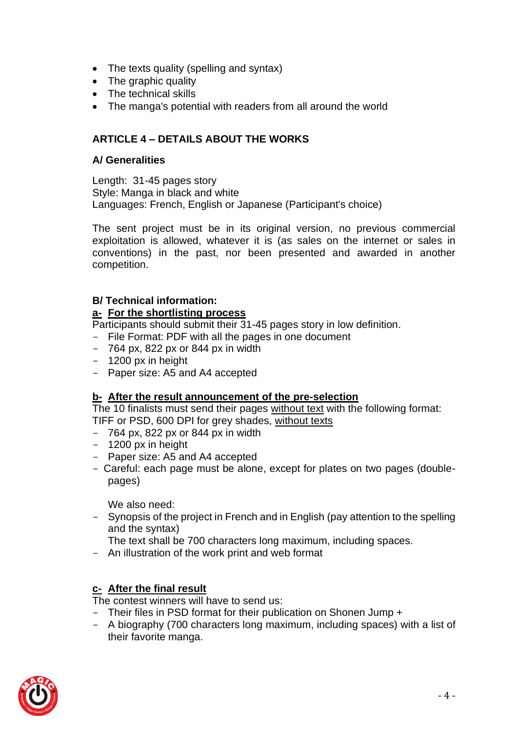- The texts quality (spelling and syntax)
- The graphic quality
- The technical skills
- The manga's potential with readers from all around the world

## ARTICLE 4 – DETAILS ABOUT THE WORKS

### A/ Generalities

Length: 31-45 pages story
Style: Manga in black and white
Languages: French, English or Japanese (Participant's choice)

The sent project must be in its original version, no previous commercial exploitation is allowed, whatever it is (as sales on the internet or sales in conventions) in the past, nor been presented and awarded in another competition.

### B/ Technical information:

**a- For the shortlisting process**

Participants should submit their 31-45 pages story in low definition.

- File Format: PDF with all the pages in one document
- 764 px, 822 px or 844 px in width
- 1200 px in height
- Paper size: A5 and A4 accepted

**b- After the result announcement of the pre-selection**

The 10 finalists must send their pages without text with the following format:
TIFF or PSD, 600 DPI for grey shades, without texts

- 764 px, 822 px or 844 px in width
- 1200 px in height
- Paper size: A5 and A4 accepted
- Careful: each page must be alone, except for plates on two pages (double-pages)

We also need:

- Synopsis of the project in French and in English (pay attention to the spelling and the syntax)
  The text shall be 700 characters long maximum, including spaces.
- An illustration of the work print and web format

**c- After the final result**

The contest winners will have to send us:

- Their files in PSD format for their publication on Shonen Jump +
- A biography (700 characters long maximum, including spaces) with a list of their favorite manga.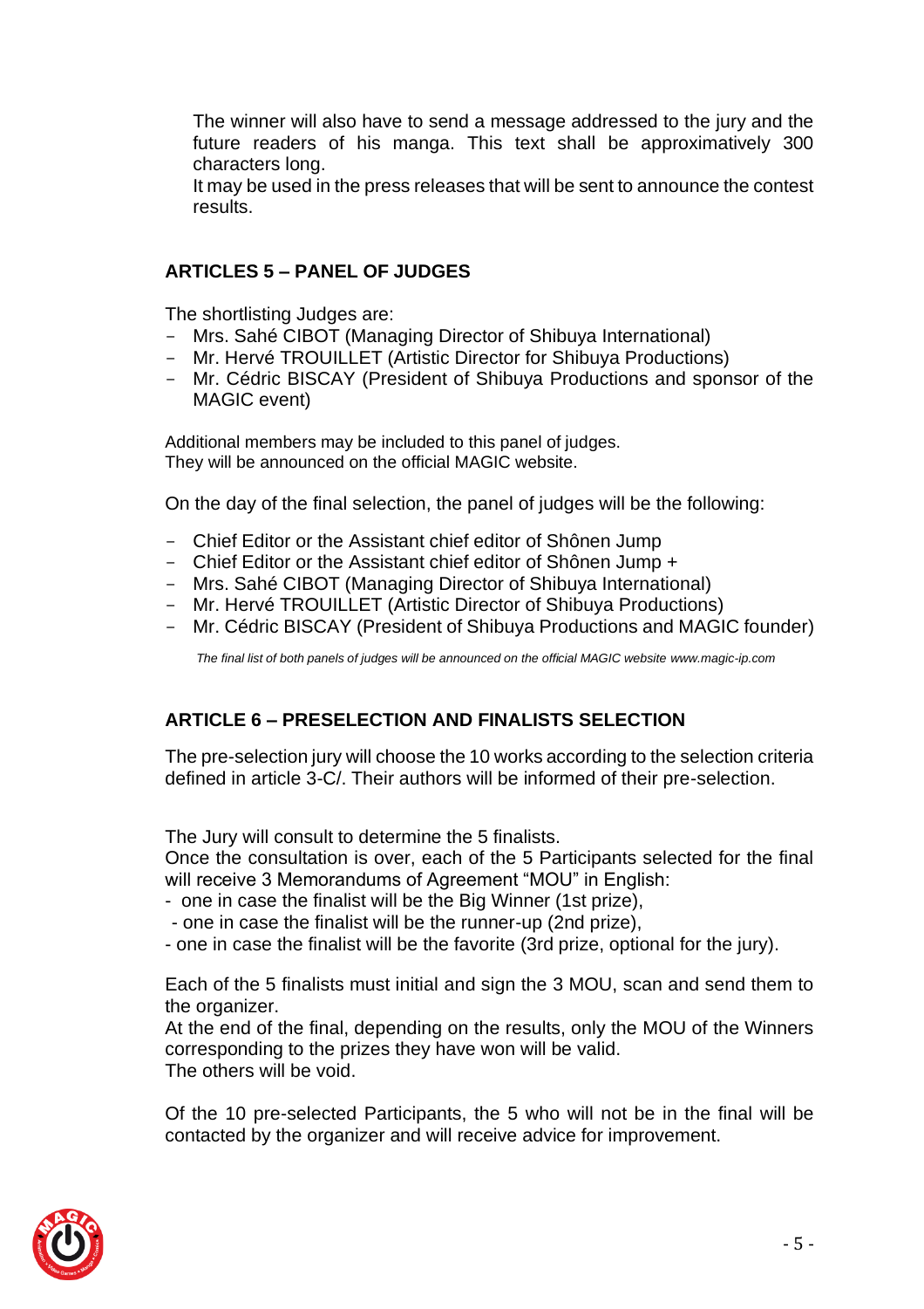The winner will also have to send a message addressed to the jury and the future readers of his manga. This text shall be approximatively 300 characters long.

It may be used in the press releases that will be sent to announce the contest results.

## ARTICLES 5 – PANEL OF JUDGES

The shortlisting Judges are:

- Mrs. Sahé CIBOT (Managing Director of Shibuya International)
- Mr. Hervé TROUILLET (Artistic Director for Shibuya Productions)
- Mr. Cédric BISCAY (President of Shibuya Productions and sponsor of the MAGIC event)

Additional members may be included to this panel of judges.
They will be announced on the official MAGIC website.

On the day of the final selection, the panel of judges will be the following:

- Chief Editor or the Assistant chief editor of Shônen Jump
- Chief Editor or the Assistant chief editor of Shônen Jump +
- Mrs. Sahé CIBOT (Managing Director of Shibuya International)
- Mr. Hervé TROUILLET (Artistic Director of Shibuya Productions)
- Mr. Cédric BISCAY (President of Shibuya Productions and MAGIC founder)

*The final list of both panels of judges will be announced on the official MAGIC website www.magic-ip.com*

## ARTICLE 6 – PRESELECTION AND FINALISTS SELECTION

The pre-selection jury will choose the 10 works according to the selection criteria defined in article 3-C/. Their authors will be informed of their pre-selection.

The Jury will consult to determine the 5 finalists.

Once the consultation is over, each of the 5 Participants selected for the final will receive 3 Memorandums of Agreement "MOU" in English:

- one in case the finalist will be the Big Winner (1st prize),
- one in case the finalist will be the runner-up (2nd prize),
- one in case the finalist will be the favorite (3rd prize, optional for the jury).

Each of the 5 finalists must initial and sign the 3 MOU, scan and send them to the organizer.

At the end of the final, depending on the results, only the MOU of the Winners corresponding to the prizes they have won will be valid.

The others will be void.

Of the 10 pre-selected Participants, the 5 who will not be in the final will be contacted by the organizer and will receive advice for improvement.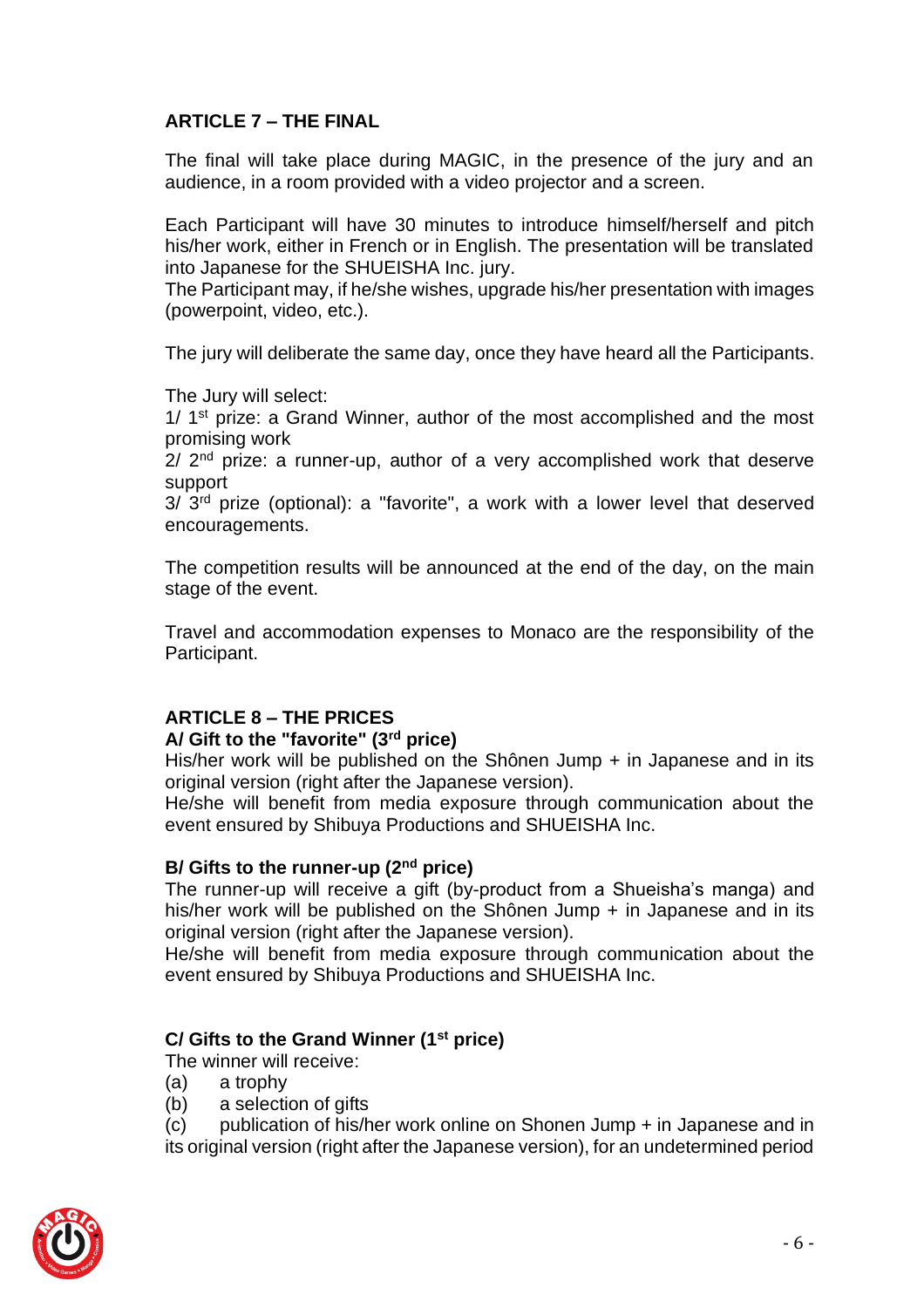## ARTICLE 7 – THE FINAL

The final will take place during MAGIC, in the presence of the jury and an audience, in a room provided with a video projector and a screen.

Each Participant will have 30 minutes to introduce himself/herself and pitch his/her work, either in French or in English. The presentation will be translated into Japanese for the SHUEISHA Inc. jury.
The Participant may, if he/she wishes, upgrade his/her presentation with images (powerpoint, video, etc.).

The jury will deliberate the same day, once they have heard all the Participants.

The Jury will select:
1/ 1st prize: a Grand Winner, author of the most accomplished and the most promising work
2/ 2nd prize: a runner-up, author of a very accomplished work that deserve support
3/ 3rd prize (optional): a "favorite", a work with a lower level that deserved encouragements.

The competition results will be announced at the end of the day, on the main stage of the event.

Travel and accommodation expenses to Monaco are the responsibility of the Participant.

## ARTICLE 8 – THE PRICES

### A/ Gift to the "favorite" (3rd price)

His/her work will be published on the Shônen Jump + in Japanese and in its original version (right after the Japanese version).
He/she will benefit from media exposure through communication about the event ensured by Shibuya Productions and SHUEISHA Inc.

### B/ Gifts to the runner-up (2nd price)

The runner-up will receive a gift (by-product from a Shueisha's manga) and his/her work will be published on the Shônen Jump + in Japanese and in its original version (right after the Japanese version).
He/she will benefit from media exposure through communication about the event ensured by Shibuya Productions and SHUEISHA Inc.

### C/ Gifts to the Grand Winner (1st price)

The winner will receive:
(a) a trophy
(b) a selection of gifts
(c) publication of his/her work online on Shonen Jump + in Japanese and in its original version (right after the Japanese version), for an undetermined period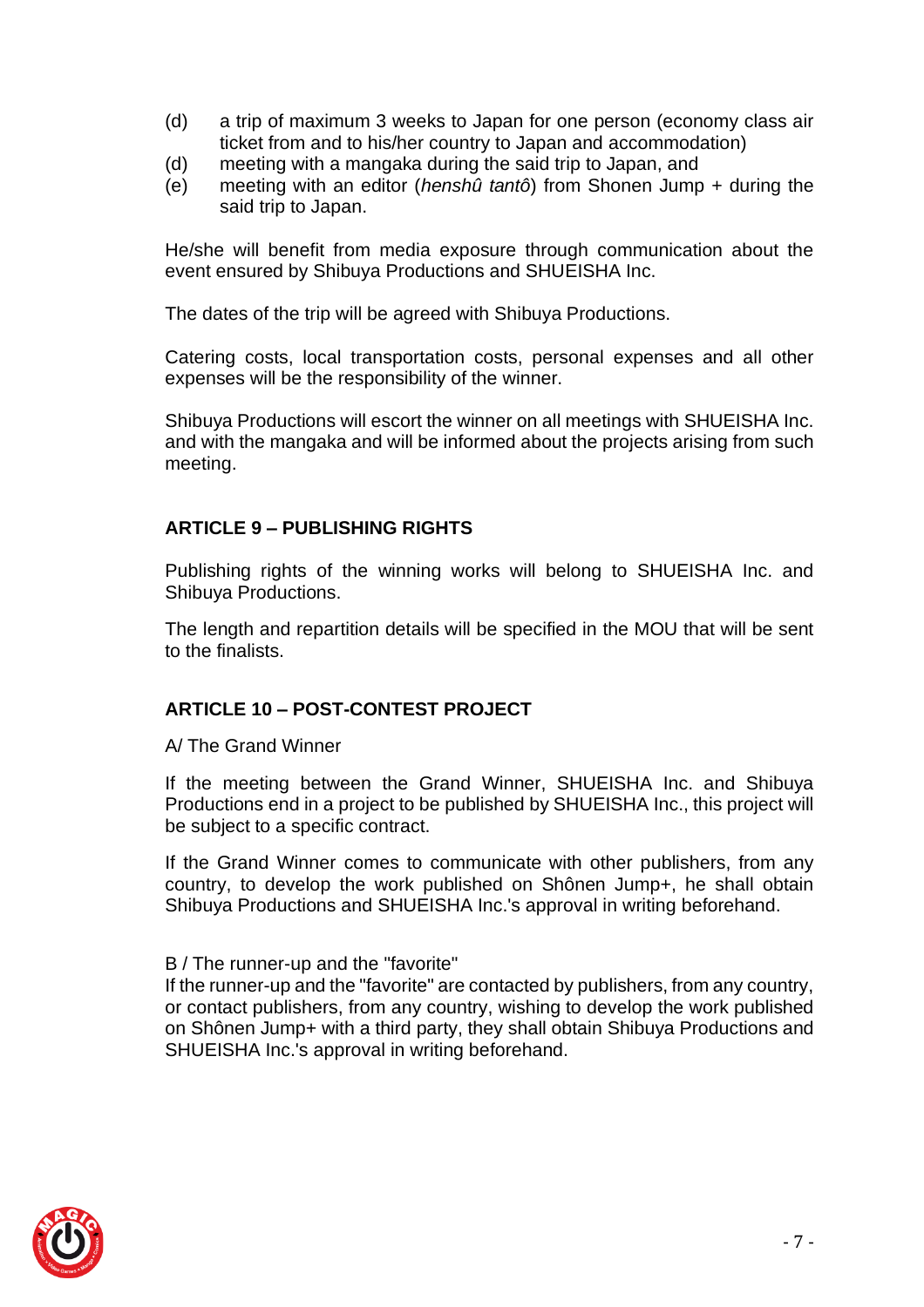(d) a trip of maximum 3 weeks to Japan for one person (economy class air ticket from and to his/her country to Japan and accommodation)

(d) meeting with a mangaka during the said trip to Japan, and

(e) meeting with an editor (*henshû tantô*) from Shonen Jump + during the said trip to Japan.

He/she will benefit from media exposure through communication about the event ensured by Shibuya Productions and SHUEISHA Inc.

The dates of the trip will be agreed with Shibuya Productions.

Catering costs, local transportation costs, personal expenses and all other expenses will be the responsibility of the winner.

Shibuya Productions will escort the winner on all meetings with SHUEISHA Inc. and with the mangaka and will be informed about the projects arising from such meeting.

## ARTICLE 9 – PUBLISHING RIGHTS

Publishing rights of the winning works will belong to SHUEISHA Inc. and Shibuya Productions.

The length and repartition details will be specified in the MOU that will be sent to the finalists.

## ARTICLE 10 – POST-CONTEST PROJECT

A/ The Grand Winner

If the meeting between the Grand Winner, SHUEISHA Inc. and Shibuya Productions end in a project to be published by SHUEISHA Inc., this project will be subject to a specific contract.

If the Grand Winner comes to communicate with other publishers, from any country, to develop the work published on Shônen Jump+, he shall obtain Shibuya Productions and SHUEISHA Inc.'s approval in writing beforehand.

B / The runner-up and the "favorite"

If the runner-up and the "favorite" are contacted by publishers, from any country, or contact publishers, from any country, wishing to develop the work published on Shônen Jump+ with a third party, they shall obtain Shibuya Productions and SHUEISHA Inc.'s approval in writing beforehand.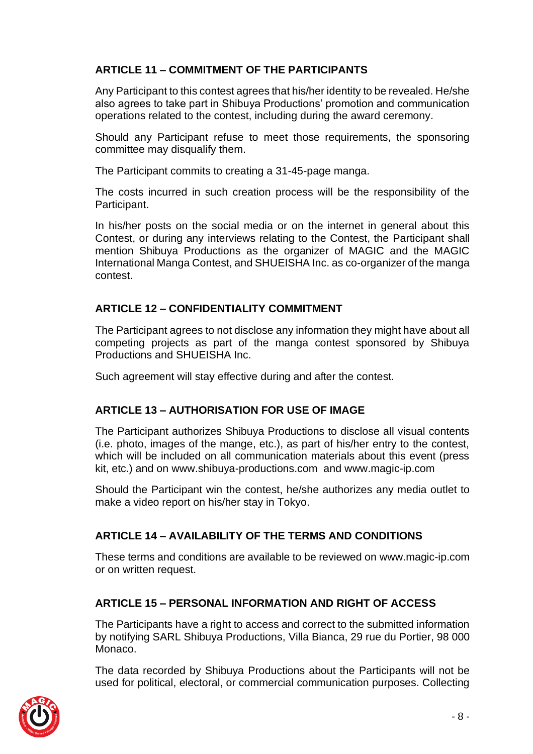### ARTICLE 11 – COMMITMENT OF THE PARTICIPANTS

Any Participant to this contest agrees that his/her identity to be revealed. He/she also agrees to take part in Shibuya Productions' promotion and communication operations related to the contest, including during the award ceremony.

Should any Participant refuse to meet those requirements, the sponsoring committee may disqualify them.

The Participant commits to creating a 31-45-page manga.

The costs incurred in such creation process will be the responsibility of the Participant.

In his/her posts on the social media or on the internet in general about this Contest, or during any interviews relating to the Contest, the Participant shall mention Shibuya Productions as the organizer of MAGIC and the MAGIC International Manga Contest, and SHUEISHA Inc. as co-organizer of the manga contest.

### ARTICLE 12 – CONFIDENTIALITY COMMITMENT

The Participant agrees to not disclose any information they might have about all competing projects as part of the manga contest sponsored by Shibuya Productions and SHUEISHA Inc.

Such agreement will stay effective during and after the contest.

### ARTICLE 13 – AUTHORISATION FOR USE OF IMAGE

The Participant authorizes Shibuya Productions to disclose all visual contents (i.e. photo, images of the mange, etc.), as part of his/her entry to the contest, which will be included on all communication materials about this event (press kit, etc.) and on www.shibuya-productions.com and www.magic-ip.com

Should the Participant win the contest, he/she authorizes any media outlet to make a video report on his/her stay in Tokyo.

### ARTICLE 14 – AVAILABILITY OF THE TERMS AND CONDITIONS

These terms and conditions are available to be reviewed on www.magic-ip.com or on written request.

### ARTICLE 15 – PERSONAL INFORMATION AND RIGHT OF ACCESS

The Participants have a right to access and correct to the submitted information by notifying SARL Shibuya Productions, Villa Bianca, 29 rue du Portier, 98 000 Monaco.

The data recorded by Shibuya Productions about the Participants will not be used for political, electoral, or commercial communication purposes. Collecting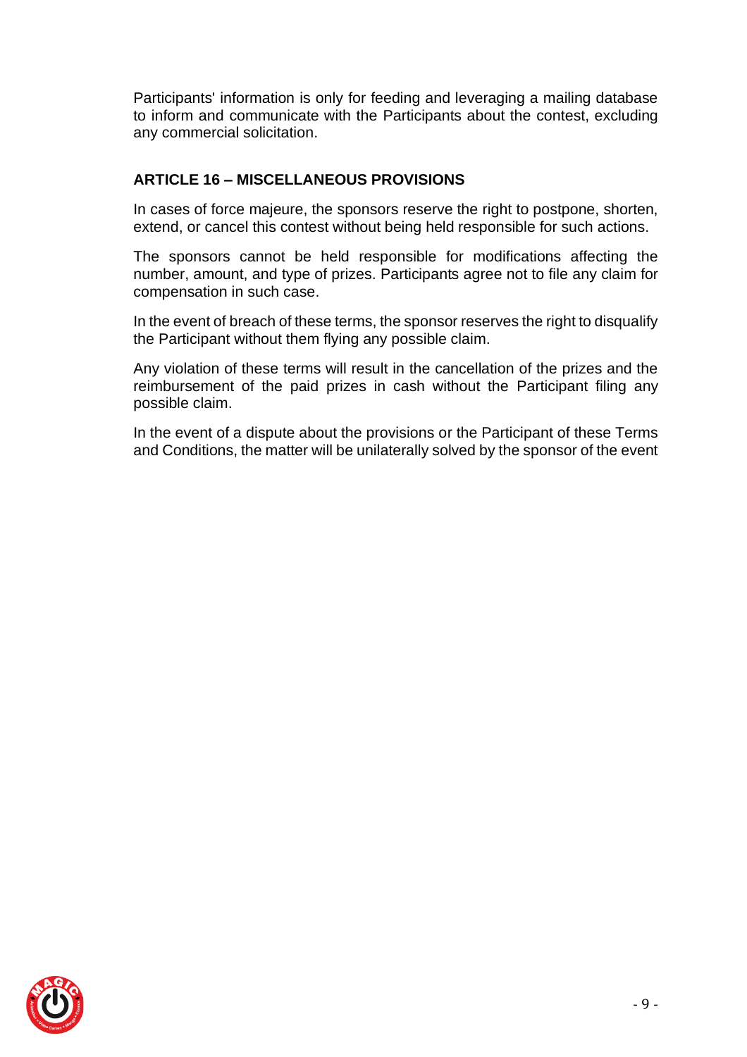Participants' information is only for feeding and leveraging a mailing database to inform and communicate with the Participants about the contest, excluding any commercial solicitation.

## ARTICLE 16 – MISCELLANEOUS PROVISIONS

In cases of force majeure, the sponsors reserve the right to postpone, shorten, extend, or cancel this contest without being held responsible for such actions.

The sponsors cannot be held responsible for modifications affecting the number, amount, and type of prizes. Participants agree not to file any claim for compensation in such case.

In the event of breach of these terms, the sponsor reserves the right to disqualify the Participant without them flying any possible claim.

Any violation of these terms will result in the cancellation of the prizes and the reimbursement of the paid prizes in cash without the Participant filing any possible claim.

In the event of a dispute about the provisions or the Participant of these Terms and Conditions, the matter will be unilaterally solved by the sponsor of the event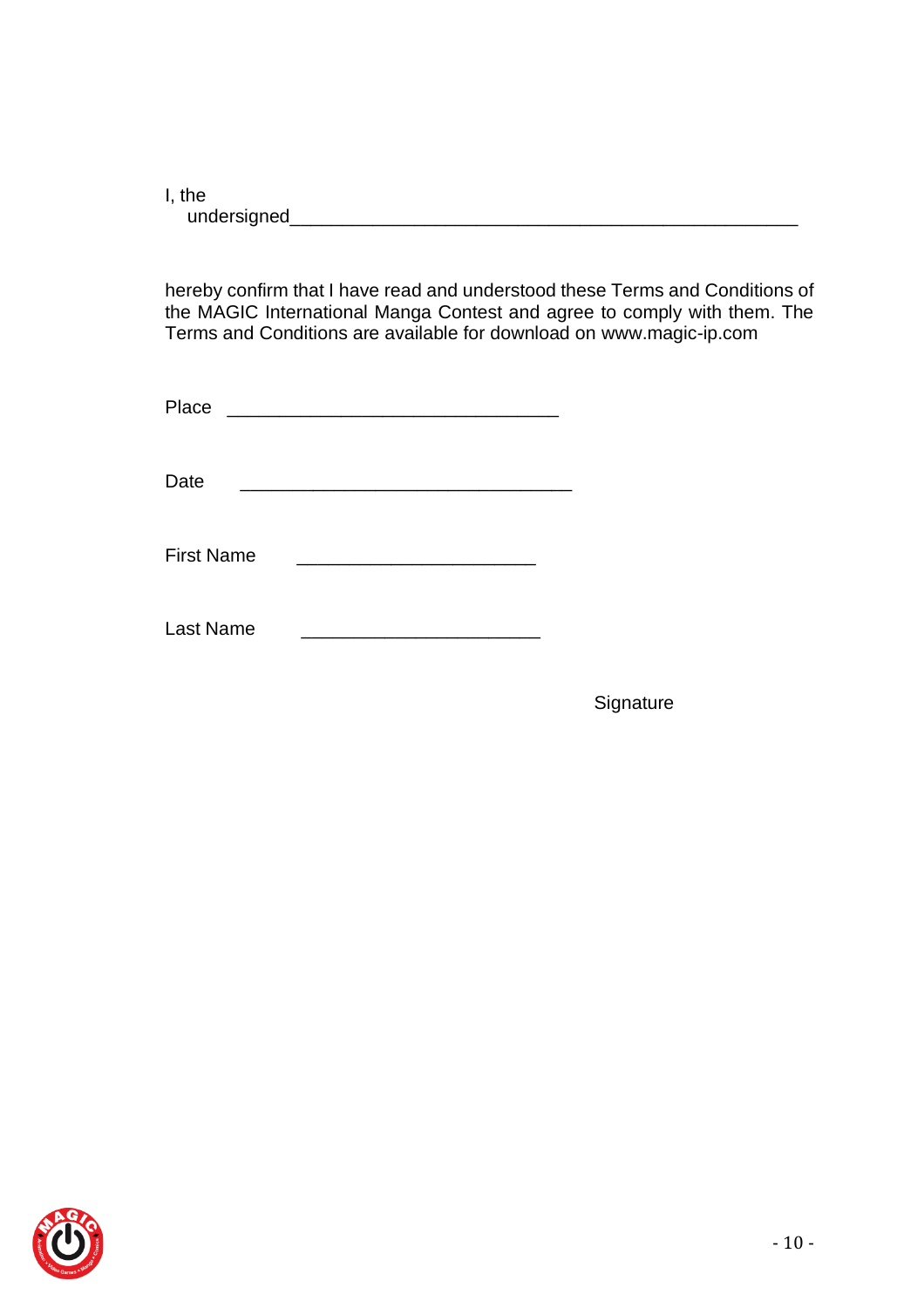I, the undersigned_____________________________________________________

hereby confirm that I have read and understood these Terms and Conditions of the MAGIC International Manga Contest and agree to comply with them. The Terms and Conditions are available for download on www.magic-ip.com

Place ________________________________

Date ________________________________

First Name ______________________

Last Name ______________________

Signature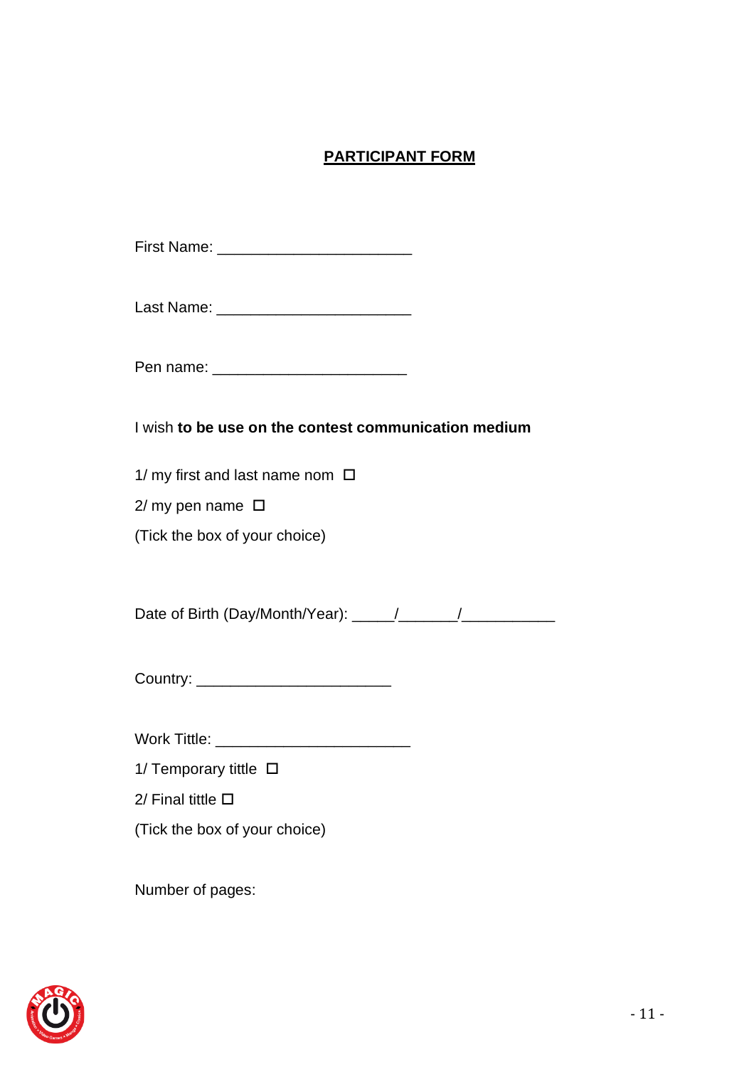**PARTICIPANT FORM**

First Name: ______________________

Last Name: ______________________

Pen name: ______________________

I wish **to be use on the contest communication medium**

1/ my first and last name nom ☐

2/ my pen name ☐

(Tick the box of your choice)

Date of Birth (Day/Month/Year): _____/_______/___________

Country: ______________________

Work Tittle: ______________________

1/ Temporary tittle ☐

2/ Final tittle ☐

(Tick the box of your choice)

Number of pages: